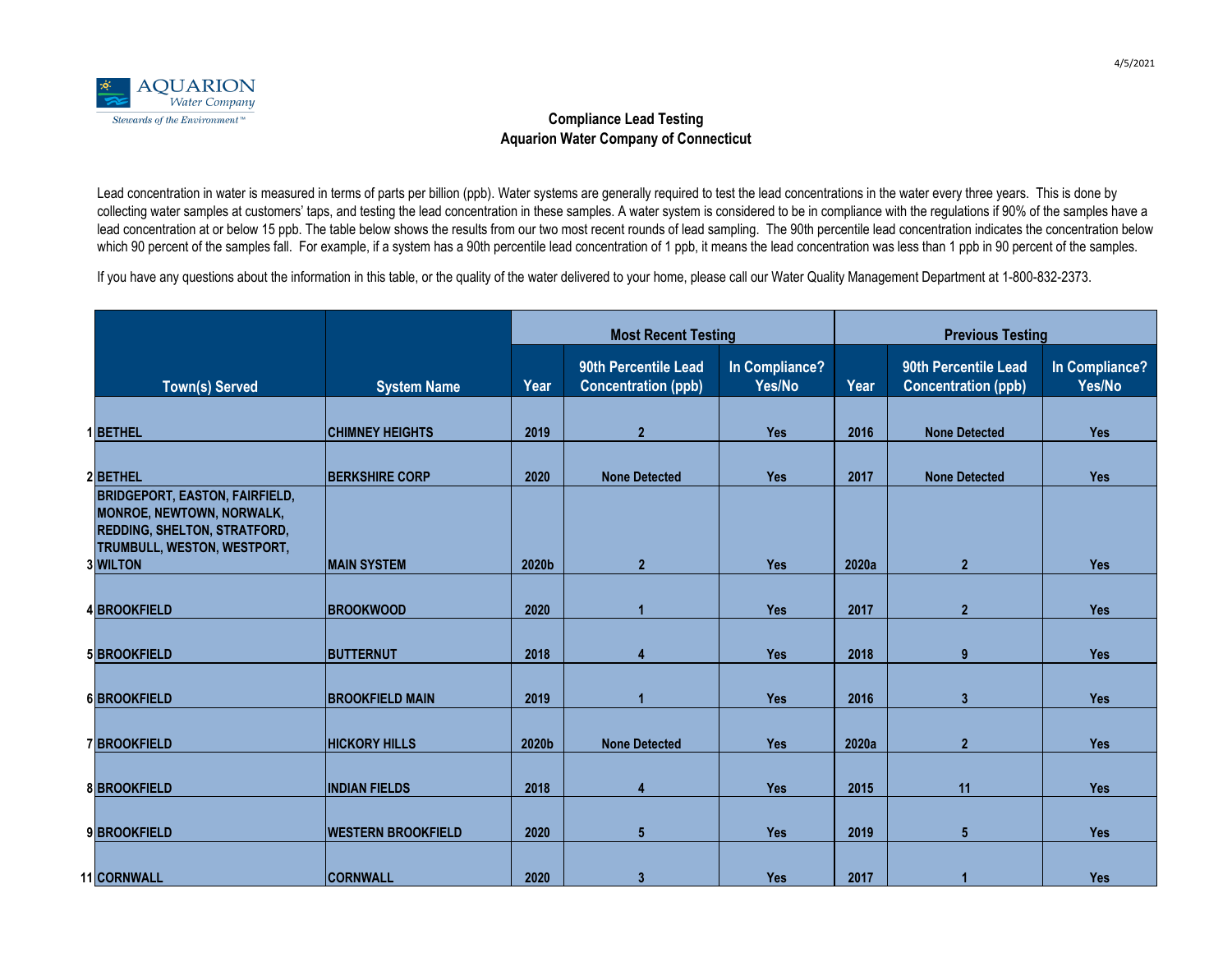AQUARION Water Company
*Stewards of the Environment™*

4/5/2021

## Compliance Lead Testing
## Aquarion Water Company of Connecticut

Lead concentration in water is measured in terms of parts per billion (ppb). Water systems are generally required to test the lead concentrations in the water every three years. This is done by collecting water samples at customers' taps, and testing the lead concentration in these samples. A water system is considered to be in compliance with the regulations if 90% of the samples have a lead concentration at or below 15 ppb. The table below shows the results from our two most recent rounds of lead sampling. The 90th percentile lead concentration indicates the concentration below which 90 percent of the samples fall. For example, if a system has a 90th percentile lead concentration of 1 ppb, it means the lead concentration was less than 1 ppb in 90 percent of the samples.

If you have any questions about the information in this table, or the quality of the water delivered to your home, please call our Water Quality Management Department at 1-800-832-2373.

| | | | Most Recent Testing | | | Previous Testing | | |
|---|---|---|---|---|---|---|---|---|
| | Town(s) Served | System Name | Year | 90th Percentile Lead Concentration (ppb) | In Compliance? Yes/No | Year | 90th Percentile Lead Concentration (ppb) | In Compliance? Yes/No |
| 1 | BETHEL | CHIMNEY HEIGHTS | 2019 | 2 | Yes | 2016 | None Detected | Yes |
| 2 | BETHEL | BERKSHIRE CORP | 2020 | None Detected | Yes | 2017 | None Detected | Yes |
| 3 | BRIDGEPORT, EASTON, FAIRFIELD, MONROE, NEWTOWN, NORWALK, REDDING, SHELTON, STRATFORD, TRUMBULL, WESTON, WESTPORT, WILTON | MAIN SYSTEM | 2020b | 2 | Yes | 2020a | 2 | Yes |
| 4 | BROOKFIELD | BROOKWOOD | 2020 | 1 | Yes | 2017 | 2 | Yes |
| 5 | BROOKFIELD | BUTTERNUT | 2018 | 4 | Yes | 2018 | 9 | Yes |
| 6 | BROOKFIELD | BROOKFIELD MAIN | 2019 | 1 | Yes | 2016 | 3 | Yes |
| 7 | BROOKFIELD | HICKORY HILLS | 2020b | None Detected | Yes | 2020a | 2 | Yes |
| 8 | BROOKFIELD | INDIAN FIELDS | 2018 | 4 | Yes | 2015 | 11 | Yes |
| 9 | BROOKFIELD | WESTERN BROOKFIELD | 2020 | 5 | Yes | 2019 | 5 | Yes |
| 11 | CORNWALL | CORNWALL | 2020 | 3 | Yes | 2017 | 1 | Yes |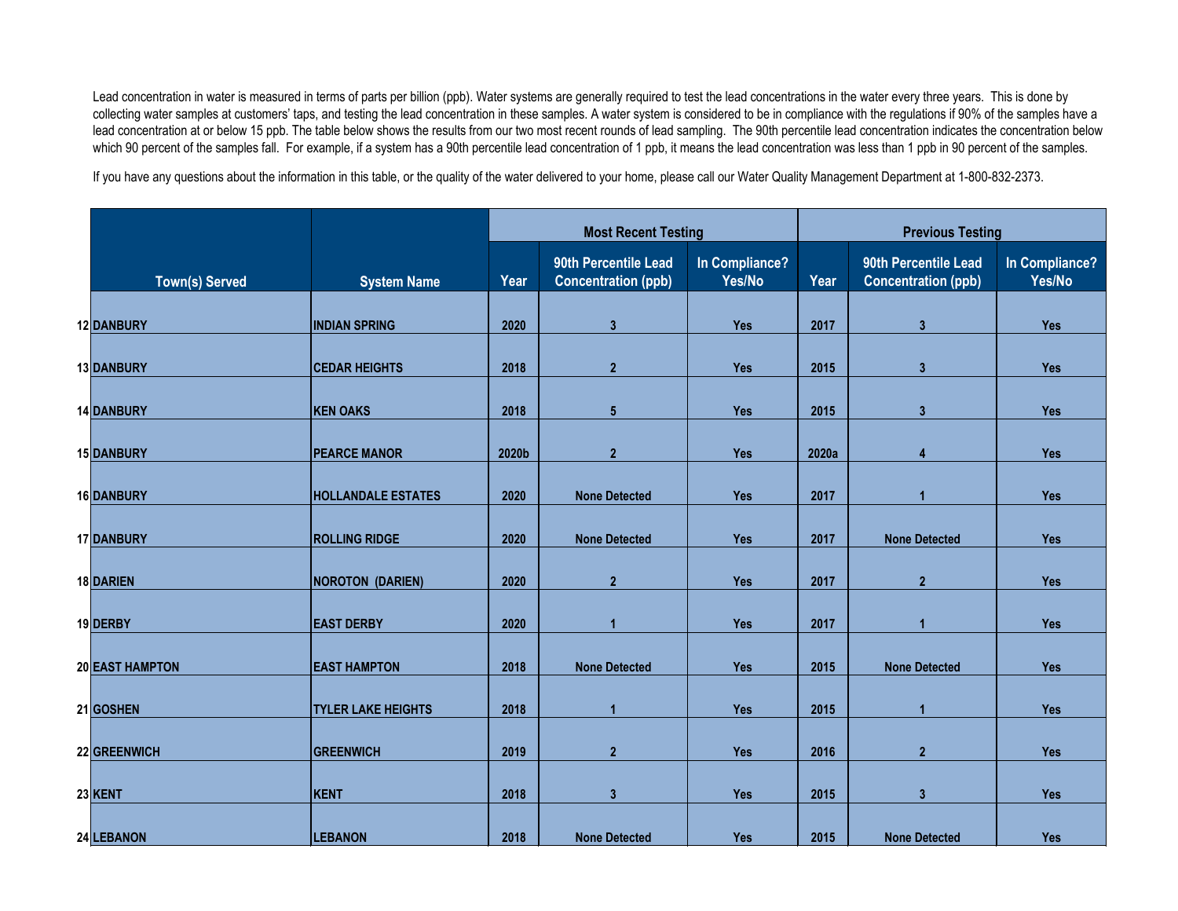Lead concentration in water is measured in terms of parts per billion (ppb). Water systems are generally required to test the lead concentrations in the water every three years. This is done by collecting water samples at customers' taps, and testing the lead concentration in these samples. A water system is considered to be in compliance with the regulations if 90% of the samples have a lead concentration at or below 15 ppb. The table below shows the results from our two most recent rounds of lead sampling. The 90th percentile lead concentration indicates the concentration below which 90 percent of the samples fall. For example, if a system has a 90th percentile lead concentration of 1 ppb, it means the lead concentration was less than 1 ppb in 90 percent of the samples.

If you have any questions about the information in this table, or the quality of the water delivered to your home, please call our Water Quality Management Department at 1-800-832-2373.

| | | | Most Recent Testing | | | Previous Testing | | |
|---|---|---|---|---|---|---|---|---|
| | Town(s) Served | System Name | Year | 90th Percentile Lead Concentration (ppb) | In Compliance? Yes/No | Year | 90th Percentile Lead Concentration (ppb) | In Compliance? Yes/No |
| 12 | DANBURY | INDIAN SPRING | 2020 | 3 | Yes | 2017 | 3 | Yes |
| 13 | DANBURY | CEDAR HEIGHTS | 2018 | 2 | Yes | 2015 | 3 | Yes |
| 14 | DANBURY | KEN OAKS | 2018 | 5 | Yes | 2015 | 3 | Yes |
| 15 | DANBURY | PEARCE MANOR | 2020b | 2 | Yes | 2020a | 4 | Yes |
| 16 | DANBURY | HOLLANDALE ESTATES | 2020 | None Detected | Yes | 2017 | 1 | Yes |
| 17 | DANBURY | ROLLING RIDGE | 2020 | None Detected | Yes | 2017 | None Detected | Yes |
| 18 | DARIEN | NOROTON (DARIEN) | 2020 | 2 | Yes | 2017 | 2 | Yes |
| 19 | DERBY | EAST DERBY | 2020 | 1 | Yes | 2017 | 1 | Yes |
| 20 | EAST HAMPTON | EAST HAMPTON | 2018 | None Detected | Yes | 2015 | None Detected | Yes |
| 21 | GOSHEN | TYLER LAKE HEIGHTS | 2018 | 1 | Yes | 2015 | 1 | Yes |
| 22 | GREENWICH | GREENWICH | 2019 | 2 | Yes | 2016 | 2 | Yes |
| 23 | KENT | KENT | 2018 | 3 | Yes | 2015 | 3 | Yes |
| 24 | LEBANON | LEBANON | 2018 | None Detected | Yes | 2015 | None Detected | Yes |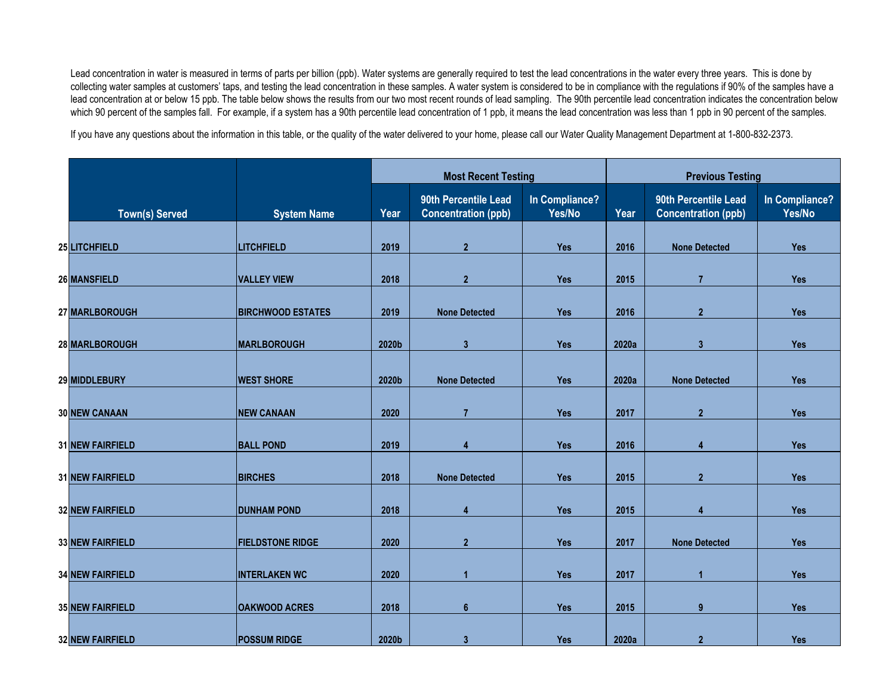Lead concentration in water is measured in terms of parts per billion (ppb). Water systems are generally required to test the lead concentrations in the water every three years. This is done by collecting water samples at customers' taps, and testing the lead concentration in these samples. A water system is considered to be in compliance with the regulations if 90% of the samples have a lead concentration at or below 15 ppb. The table below shows the results from our two most recent rounds of lead sampling. The 90th percentile lead concentration indicates the concentration below which 90 percent of the samples fall. For example, if a system has a 90th percentile lead concentration of 1 ppb, it means the lead concentration was less than 1 ppb in 90 percent of the samples.

If you have any questions about the information in this table, or the quality of the water delivered to your home, please call our Water Quality Management Department at 1-800-832-2373.

| | Town(s) Served | System Name | Most Recent Testing | | | Previous Testing | | |
|---|---|---|---|---|---|---|---|---|
| | | | Year | 90th Percentile Lead Concentration (ppb) | In Compliance? Yes/No | Year | 90th Percentile Lead Concentration (ppb) | In Compliance? Yes/No |
| 25 | LITCHFIELD | LITCHFIELD | 2019 | 2 | Yes | 2016 | None Detected | Yes |
| 26 | MANSFIELD | VALLEY VIEW | 2018 | 2 | Yes | 2015 | 7 | Yes |
| 27 | MARLBOROUGH | BIRCHWOOD ESTATES | 2019 | None Detected | Yes | 2016 | 2 | Yes |
| 28 | MARLBOROUGH | MARLBOROUGH | 2020b | 3 | Yes | 2020a | 3 | Yes |
| 29 | MIDDLEBURY | WEST SHORE | 2020b | None Detected | Yes | 2020a | None Detected | Yes |
| 30 | NEW CANAAN | NEW CANAAN | 2020 | 7 | Yes | 2017 | 2 | Yes |
| 31 | NEW FAIRFIELD | BALL POND | 2019 | 4 | Yes | 2016 | 4 | Yes |
| 31 | NEW FAIRFIELD | BIRCHES | 2018 | None Detected | Yes | 2015 | 2 | Yes |
| 32 | NEW FAIRFIELD | DUNHAM POND | 2018 | 4 | Yes | 2015 | 4 | Yes |
| 33 | NEW FAIRFIELD | FIELDSTONE RIDGE | 2020 | 2 | Yes | 2017 | None Detected | Yes |
| 34 | NEW FAIRFIELD | INTERLAKEN WC | 2020 | 1 | Yes | 2017 | 1 | Yes |
| 35 | NEW FAIRFIELD | OAKWOOD ACRES | 2018 | 6 | Yes | 2015 | 9 | Yes |
| 32 | NEW FAIRFIELD | POSSUM RIDGE | 2020b | 3 | Yes | 2020a | 2 | Yes |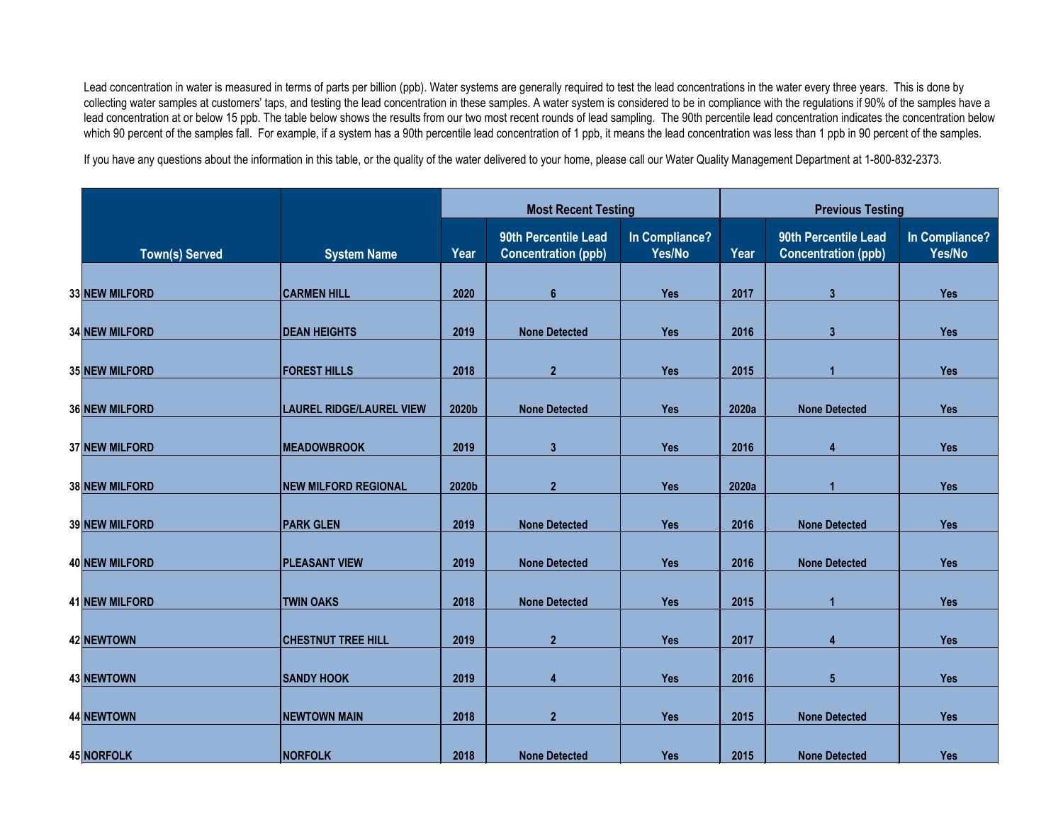Lead concentration in water is measured in terms of parts per billion (ppb). Water systems are generally required to test the lead concentrations in the water every three years. This is done by collecting water samples at customers' taps, and testing the lead concentration in these samples. A water system is considered to be in compliance with the regulations if 90% of the samples have a lead concentration at or below 15 ppb. The table below shows the results from our two most recent rounds of lead sampling. The 90th percentile lead concentration indicates the concentration below which 90 percent of the samples fall. For example, if a system has a 90th percentile lead concentration of 1 ppb, it means the lead concentration was less than 1 ppb in 90 percent of the samples.

If you have any questions about the information in this table, or the quality of the water delivered to your home, please call our Water Quality Management Department at 1-800-832-2373.

| | | | Most Recent Testing | | | Previous Testing | | |
|---|---|---|---|---|---|---|---|---|
| | Town(s) Served | System Name | Year | 90th Percentile Lead Concentration (ppb) | In Compliance? Yes/No | Year | 90th Percentile Lead Concentration (ppb) | In Compliance? Yes/No |
| 33 | NEW MILFORD | CARMEN HILL | 2020 | 6 | Yes | 2017 | 3 | Yes |
| 34 | NEW MILFORD | DEAN HEIGHTS | 2019 | None Detected | Yes | 2016 | 3 | Yes |
| 35 | NEW MILFORD | FOREST HILLS | 2018 | 2 | Yes | 2015 | 1 | Yes |
| 36 | NEW MILFORD | LAUREL RIDGE/LAUREL VIEW | 2020b | None Detected | Yes | 2020a | None Detected | Yes |
| 37 | NEW MILFORD | MEADOWBROOK | 2019 | 3 | Yes | 2016 | 4 | Yes |
| 38 | NEW MILFORD | NEW MILFORD REGIONAL | 2020b | 2 | Yes | 2020a | 1 | Yes |
| 39 | NEW MILFORD | PARK GLEN | 2019 | None Detected | Yes | 2016 | None Detected | Yes |
| 40 | NEW MILFORD | PLEASANT VIEW | 2019 | None Detected | Yes | 2016 | None Detected | Yes |
| 41 | NEW MILFORD | TWIN OAKS | 2018 | None Detected | Yes | 2015 | 1 | Yes |
| 42 | NEWTOWN | CHESTNUT TREE HILL | 2019 | 2 | Yes | 2017 | 4 | Yes |
| 43 | NEWTOWN | SANDY HOOK | 2019 | 4 | Yes | 2016 | 5 | Yes |
| 44 | NEWTOWN | NEWTOWN MAIN | 2018 | 2 | Yes | 2015 | None Detected | Yes |
| 45 | NORFOLK | NORFOLK | 2018 | None Detected | Yes | 2015 | None Detected | Yes |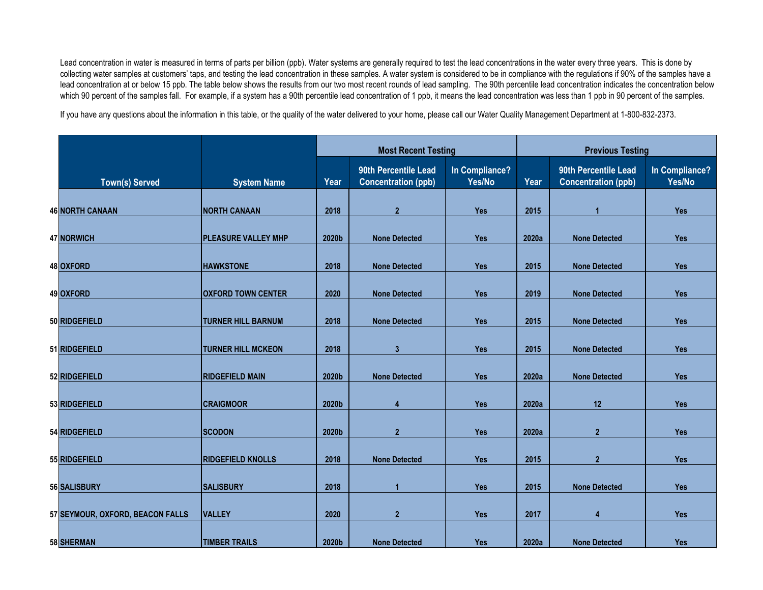Lead concentration in water is measured in terms of parts per billion (ppb). Water systems are generally required to test the lead concentrations in the water every three years. This is done by collecting water samples at customers' taps, and testing the lead concentration in these samples. A water system is considered to be in compliance with the regulations if 90% of the samples have a lead concentration at or below 15 ppb. The table below shows the results from our two most recent rounds of lead sampling. The 90th percentile lead concentration indicates the concentration below which 90 percent of the samples fall. For example, if a system has a 90th percentile lead concentration of 1 ppb, it means the lead concentration was less than 1 ppb in 90 percent of the samples.

If you have any questions about the information in this table, or the quality of the water delivered to your home, please call our Water Quality Management Department at 1-800-832-2373.

| | | | Most Recent Testing | | | Previous Testing | | |
|---|---|---|---|---|---|---|---|---|
| | **Town(s) Served** | **System Name** | **Year** | **90th Percentile Lead Concentration (ppb)** | **In Compliance? Yes/No** | **Year** | **90th Percentile Lead Concentration (ppb)** | **In Compliance? Yes/No** |
| 46 | NORTH CANAAN | NORTH CANAAN | 2018 | 2 | Yes | 2015 | 1 | Yes |
| 47 | NORWICH | PLEASURE VALLEY MHP | 2020b | None Detected | Yes | 2020a | None Detected | Yes |
| 48 | OXFORD | HAWKSTONE | 2018 | None Detected | Yes | 2015 | None Detected | Yes |
| 49 | OXFORD | OXFORD TOWN CENTER | 2020 | None Detected | Yes | 2019 | None Detected | Yes |
| 50 | RIDGEFIELD | TURNER HILL BARNUM | 2018 | None Detected | Yes | 2015 | None Detected | Yes |
| 51 | RIDGEFIELD | TURNER HILL MCKEON | 2018 | 3 | Yes | 2015 | None Detected | Yes |
| 52 | RIDGEFIELD | RIDGEFIELD MAIN | 2020b | None Detected | Yes | 2020a | None Detected | Yes |
| 53 | RIDGEFIELD | CRAIGMOOR | 2020b | 4 | Yes | 2020a | 12 | Yes |
| 54 | RIDGEFIELD | SCODON | 2020b | 2 | Yes | 2020a | 2 | Yes |
| 55 | RIDGEFIELD | RIDGEFIELD KNOLLS | 2018 | None Detected | Yes | 2015 | 2 | Yes |
| 56 | SALISBURY | SALISBURY | 2018 | 1 | Yes | 2015 | None Detected | Yes |
| 57 | SEYMOUR, OXFORD, BEACON FALLS | VALLEY | 2020 | 2 | Yes | 2017 | 4 | Yes |
| 58 | SHERMAN | TIMBER TRAILS | 2020b | None Detected | Yes | 2020a | None Detected | Yes |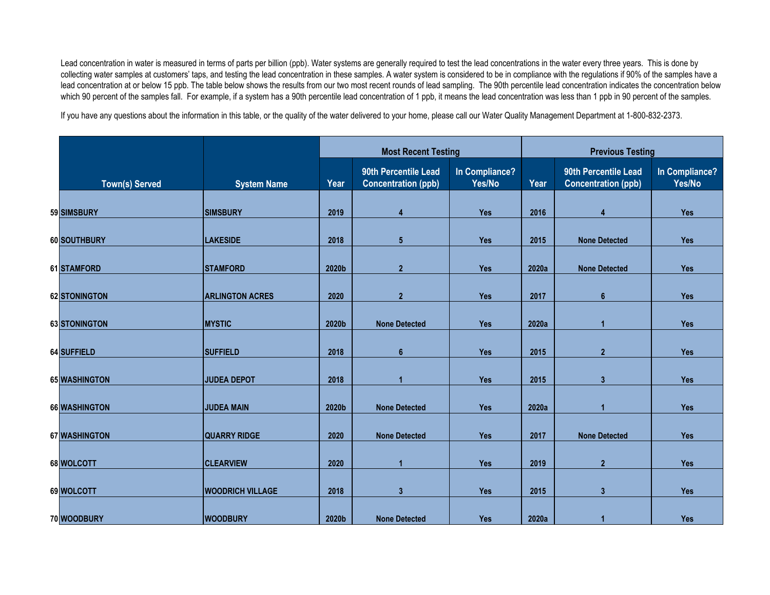Lead concentration in water is measured in terms of parts per billion (ppb). Water systems are generally required to test the lead concentrations in the water every three years. This is done by collecting water samples at customers' taps, and testing the lead concentration in these samples. A water system is considered to be in compliance with the regulations if 90% of the samples have a lead concentration at or below 15 ppb. The table below shows the results from our two most recent rounds of lead sampling. The 90th percentile lead concentration indicates the concentration below which 90 percent of the samples fall. For example, if a system has a 90th percentile lead concentration of 1 ppb, it means the lead concentration was less than 1 ppb in 90 percent of the samples.

If you have any questions about the information in this table, or the quality of the water delivered to your home, please call our Water Quality Management Department at 1-800-832-2373.

| | Town(s) Served | System Name | Most Recent Testing | | | Previous Testing | | |
|---|---|---|---|---|---|---|---|---|
| | | | Year | 90th Percentile Lead Concentration (ppb) | In Compliance? Yes/No | Year | 90th Percentile Lead Concentration (ppb) | In Compliance? Yes/No |
| 59 | SIMSBURY | SIMSBURY | 2019 | 4 | Yes | 2016 | 4 | Yes |
| 60 | SOUTHBURY | LAKESIDE | 2018 | 5 | Yes | 2015 | None Detected | Yes |
| 61 | STAMFORD | STAMFORD | 2020b | 2 | Yes | 2020a | None Detected | Yes |
| 62 | STONINGTON | ARLINGTON ACRES | 2020 | 2 | Yes | 2017 | 6 | Yes |
| 63 | STONINGTON | MYSTIC | 2020b | None Detected | Yes | 2020a | 1 | Yes |
| 64 | SUFFIELD | SUFFIELD | 2018 | 6 | Yes | 2015 | 2 | Yes |
| 65 | WASHINGTON | JUDEA DEPOT | 2018 | 1 | Yes | 2015 | 3 | Yes |
| 66 | WASHINGTON | JUDEA MAIN | 2020b | None Detected | Yes | 2020a | 1 | Yes |
| 67 | WASHINGTON | QUARRY RIDGE | 2020 | None Detected | Yes | 2017 | None Detected | Yes |
| 68 | WOLCOTT | CLEARVIEW | 2020 | 1 | Yes | 2019 | 2 | Yes |
| 69 | WOLCOTT | WOODRICH VILLAGE | 2018 | 3 | Yes | 2015 | 3 | Yes |
| 70 | WOODBURY | WOODBURY | 2020b | None Detected | Yes | 2020a | 1 | Yes |